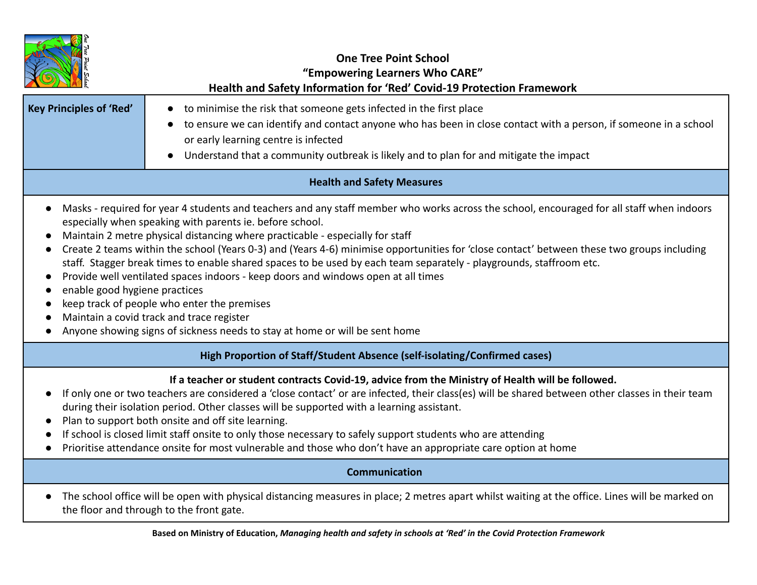# One Tree Point School

## "Empowering Learners Who CARE"

## Health and Safety Information for 'Red' Covid-19 Protection Framework

| **Key Principles of 'Red'** | • to minimise the risk that someone gets infected in the first place<br>• to ensure we can identify and contact anyone who has been in close contact with a person, if someone in a school or early learning centre is infected<br>• Understand that a community outbreak is likely and to plan for and mitigate the impact |
|---|---|

### Health and Safety Measures

- Masks - required for year 4 students and teachers and any staff member who works across the school, encouraged for all staff when indoors especially when speaking with parents ie. before school.
- Maintain 2 metre physical distancing where practicable - especially for staff
- Create 2 teams within the school (Years 0-3) and (Years 4-6) minimise opportunities for 'close contact' between these two groups including staff. Stagger break times to enable shared spaces to be used by each team separately - playgrounds, staffroom etc.
- Provide well ventilated spaces indoors - keep doors and windows open at all times
- enable good hygiene practices
- keep track of people who enter the premises
- Maintain a covid track and trace register
- Anyone showing signs of sickness needs to stay at home or will be sent home

### High Proportion of Staff/Student Absence (self-isolating/Confirmed cases)

**If a teacher or student contracts Covid-19, advice from the Ministry of Health will be followed.**

- If only one or two teachers are considered a 'close contact' or are infected, their class(es) will be shared between other classes in their team during their isolation period. Other classes will be supported with a learning assistant.
- Plan to support both onsite and off site learning.
- If school is closed limit staff onsite to only those necessary to safely support students who are attending
- Prioritise attendance onsite for most vulnerable and those who don't have an appropriate care option at home

### Communication

- The school office will be open with physical distancing measures in place; 2 metres apart whilst waiting at the office. Lines will be marked on the floor and through to the front gate.

**Based on Ministry of Education,** ***Managing health and safety in schools at 'Red' in the Covid Protection Framework***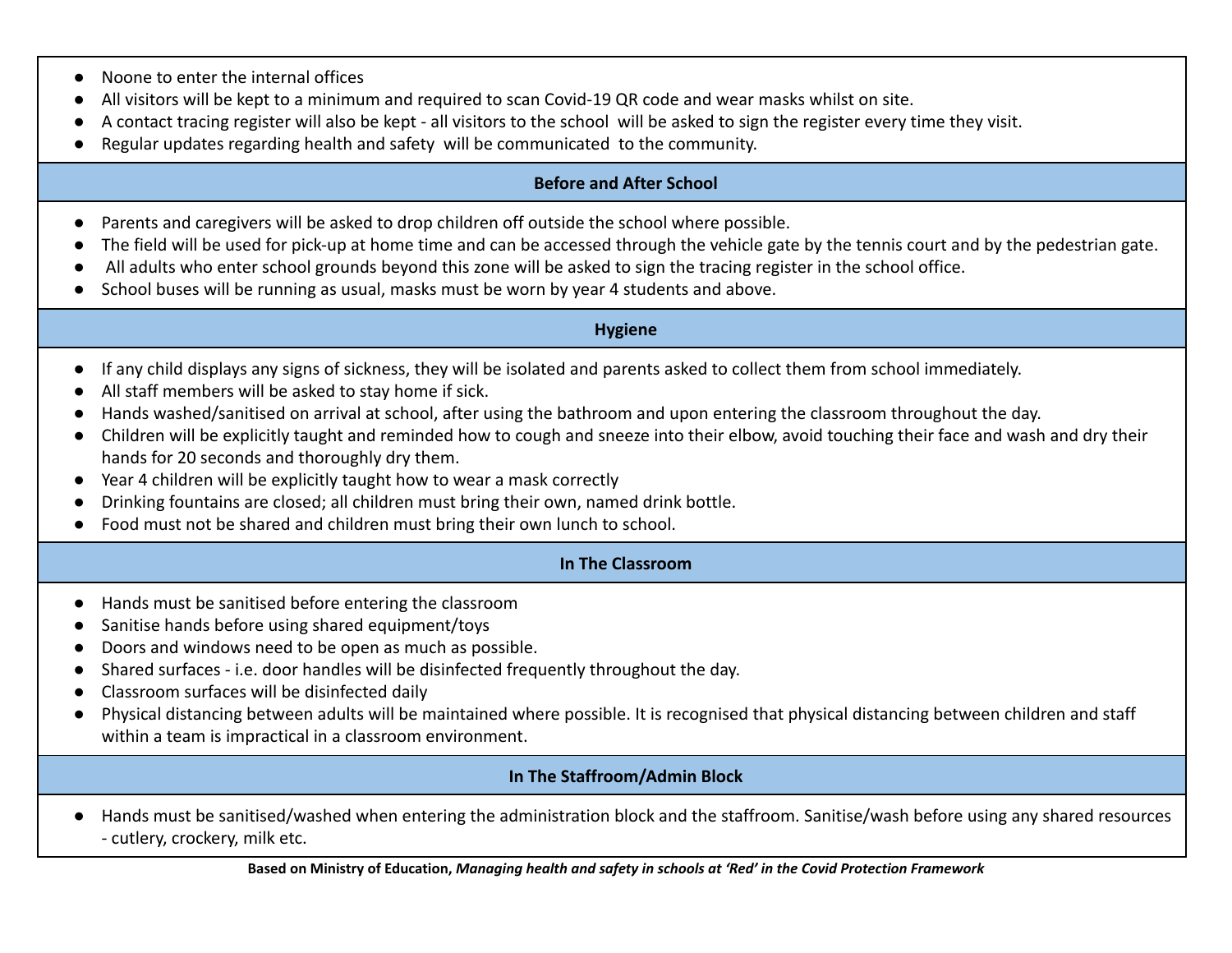- Noone to enter the internal offices
- All visitors will be kept to a minimum and required to scan Covid-19 QR code and wear masks whilst on site.
- A contact tracing register will also be kept - all visitors to the school will be asked to sign the register every time they visit.
- Regular updates regarding health and safety will be communicated to the community.

## Before and After School

- Parents and caregivers will be asked to drop children off outside the school where possible.
- The field will be used for pick-up at home time and can be accessed through the vehicle gate by the tennis court and by the pedestrian gate.
- All adults who enter school grounds beyond this zone will be asked to sign the tracing register in the school office.
- School buses will be running as usual, masks must be worn by year 4 students and above.

## Hygiene

- If any child displays any signs of sickness, they will be isolated and parents asked to collect them from school immediately.
- All staff members will be asked to stay home if sick.
- Hands washed/sanitised on arrival at school, after using the bathroom and upon entering the classroom throughout the day.
- Children will be explicitly taught and reminded how to cough and sneeze into their elbow, avoid touching their face and wash and dry their hands for 20 seconds and thoroughly dry them.
- Year 4 children will be explicitly taught how to wear a mask correctly
- Drinking fountains are closed; all children must bring their own, named drink bottle.
- Food must not be shared and children must bring their own lunch to school.

## In The Classroom

- Hands must be sanitised before entering the classroom
- Sanitise hands before using shared equipment/toys
- Doors and windows need to be open as much as possible.
- Shared surfaces - i.e. door handles will be disinfected frequently throughout the day.
- Classroom surfaces will be disinfected daily
- Physical distancing between adults will be maintained where possible. It is recognised that physical distancing between children and staff within a team is impractical in a classroom environment.

## In The Staffroom/Admin Block

- Hands must be sanitised/washed when entering the administration block and the staffroom. Sanitise/wash before using any shared resources - cutlery, crockery, milk etc.

**Based on Ministry of Education, *Managing health and safety in schools at 'Red' in the Covid Protection Framework***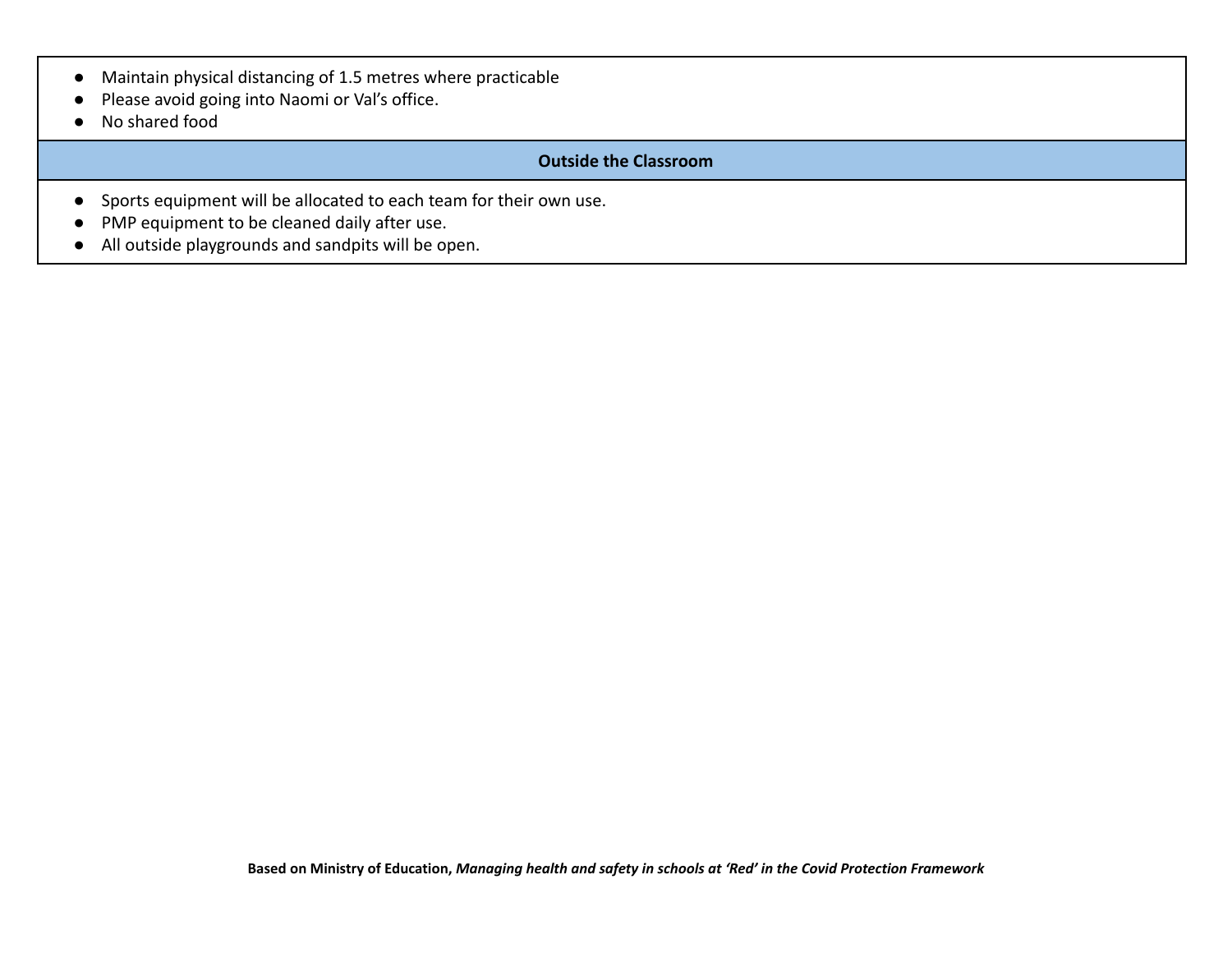- Maintain physical distancing of 1.5 metres where practicable
- Please avoid going into Naomi or Val's office.
- No shared food

**Outside the Classroom**

- Sports equipment will be allocated to each team for their own use.
- PMP equipment to be cleaned daily after use.
- All outside playgrounds and sandpits will be open.

**Based on Ministry of Education, *Managing health and safety in schools at 'Red' in the Covid Protection Framework***